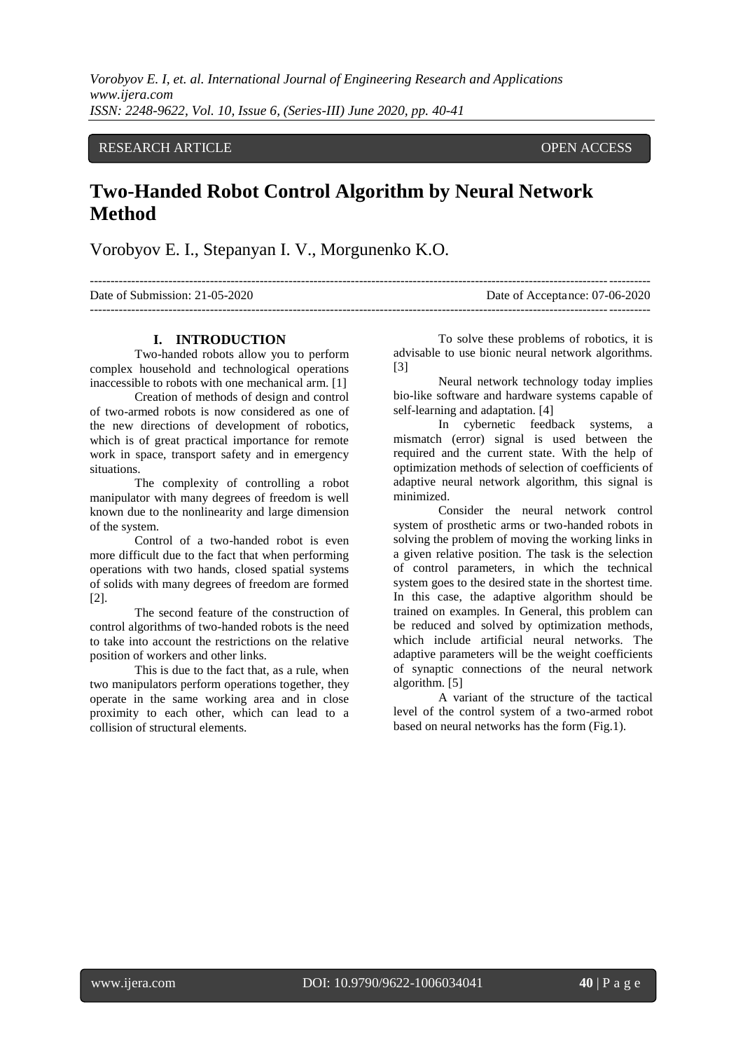RESEARCH ARTICLE OPEN ACCESS

# Two-Handed Robot Control Algorithm by Neural Network Method

Vorobyov E. I., Stepanyan I. V., Morgunenko K.O.

Date of Submission: 21-05-2020 Date of Acceptance: 07-06-2020

## I. INTRODUCTION

Two-handed robots allow you to perform complex household and technological operations inaccessible to robots with one mechanical arm. [1]

Creation of methods of design and control of two-armed robots is now considered as one of the new directions of development of robotics, which is of great practical importance for remote work in space, transport safety and in emergency situations.

The complexity of controlling a robot manipulator with many degrees of freedom is well known due to the nonlinearity and large dimension of the system.

Control of a two-handed robot is even more difficult due to the fact that when performing operations with two hands, closed spatial systems of solids with many degrees of freedom are formed [2].

The second feature of the construction of control algorithms of two-handed robots is the need to take into account the restrictions on the relative position of workers and other links.

This is due to the fact that, as a rule, when two manipulators perform operations together, they operate in the same working area and in close proximity to each other, which can lead to a collision of structural elements.

To solve these problems of robotics, it is advisable to use bionic neural network algorithms. [3]

Neural network technology today implies bio-like software and hardware systems capable of self-learning and adaptation. [4]

In cybernetic feedback systems, a mismatch (error) signal is used between the required and the current state. With the help of optimization methods of selection of coefficients of adaptive neural network algorithm, this signal is minimized.

Consider the neural network control system of prosthetic arms or two-handed robots in solving the problem of moving the working links in a given relative position. The task is the selection of control parameters, in which the technical system goes to the desired state in the shortest time. In this case, the adaptive algorithm should be trained on examples. In General, this problem can be reduced and solved by optimization methods, which include artificial neural networks. The adaptive parameters will be the weight coefficients of synaptic connections of the neural network algorithm. [5]

A variant of the structure of the tactical level of the control system of a two-armed robot based on neural networks has the form (Fig.1).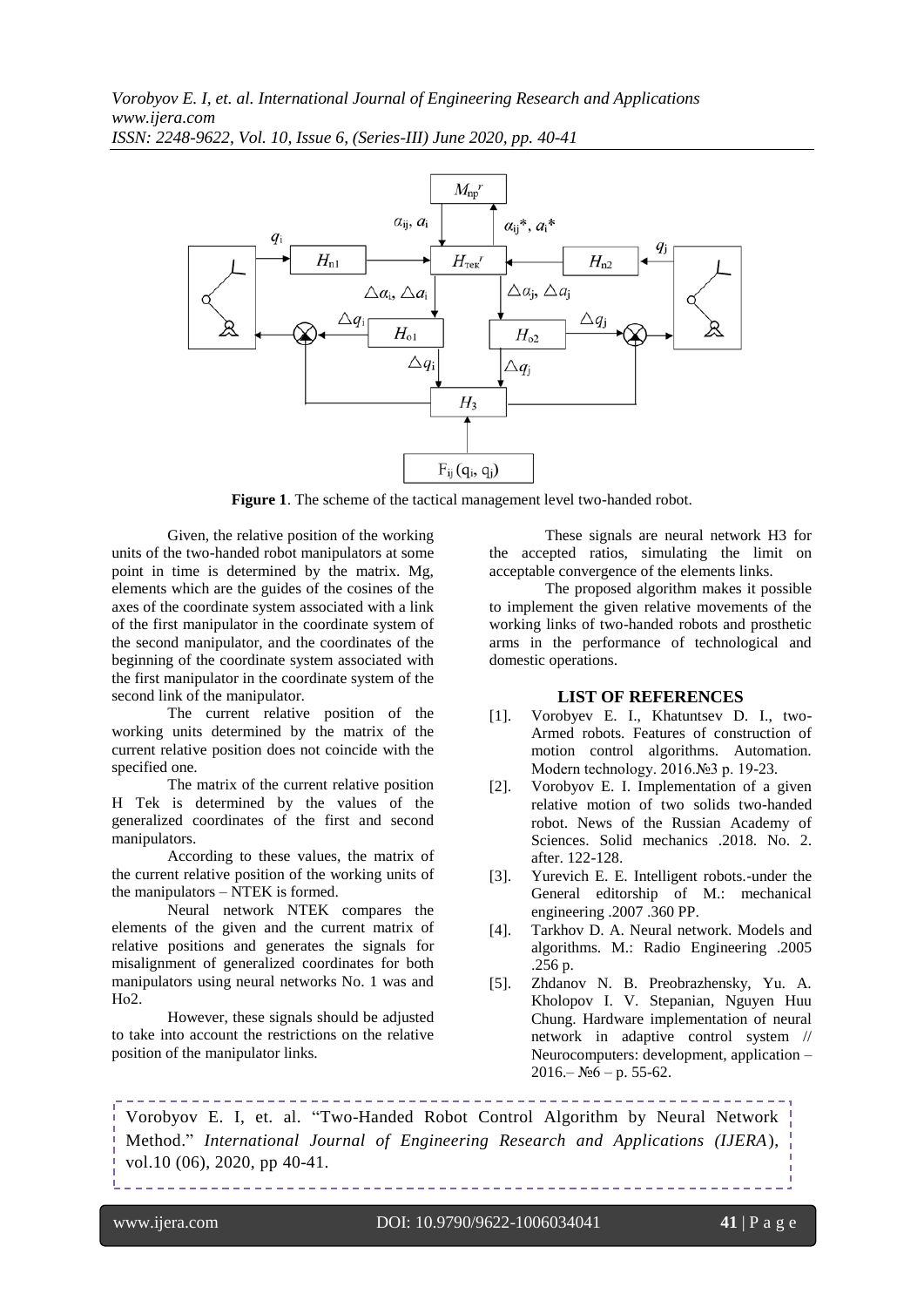Figure 1. The scheme of the tactical management level two-handed robot.

Given, the relative position of the working units of the two-handed robot manipulators at some point in time is determined by the matrix. Mg, elements which are the guides of the cosines of the axes of the coordinate system associated with a link of the first manipulator in the coordinate system of the second manipulator, and the coordinates of the beginning of the coordinate system associated with the first manipulator in the coordinate system of the second link of the manipulator.

The current relative position of the working units determined by the matrix of the current relative position does not coincide with the specified one.

The matrix of the current relative position H Tek is determined by the values of the generalized coordinates of the first and second manipulators.

According to these values, the matrix of the current relative position of the working units of the manipulators – NTEK is formed.

Neural network NTEK compares the elements of the given and the current matrix of relative positions and generates the signals for misalignment of generalized coordinates for both manipulators using neural networks No. 1 was and Ho2.

However, these signals should be adjusted to take into account the restrictions on the relative position of the manipulator links.

These signals are neural network H3 for the accepted ratios, simulating the limit on acceptable convergence of the elements links.

The proposed algorithm makes it possible to implement the given relative movements of the working links of two-handed robots and prosthetic arms in the performance of technological and domestic operations.

## LIST OF REFERENCES

[1]. Vorobyev E. I., Khatuntsev D. I., two-Armed robots. Features of construction of motion control algorithms. Automation. Modern technology. 2016.№3 p. 19-23.

[2]. Vorobyov E. I. Implementation of a given relative motion of two solids two-handed robot. News of the Russian Academy of Sciences. Solid mechanics .2018. No. 2. after. 122-128.

[3]. Yurevich E. E. Intelligent robots.-under the General editorship of M.: mechanical engineering .2007 .360 PP.

[4]. Tarkhov D. A. Neural network. Models and algorithms. M.: Radio Engineering .2005 .256 p.

[5]. Zhdanov N. B. Preobrazhensky, Yu. A. Kholopov I. V. Stepanian, Nguyen Huu Chung. Hardware implementation of neural network in adaptive control system // Neurocomputers: development, application – 2016.– №6 – p. 55-62.

Vorobyov E. I, et. al. "Two-Handed Robot Control Algorithm by Neural Network Method." *International Journal of Engineering Research and Applications (IJERA)*, vol.10 (06), 2020, pp 40-41.